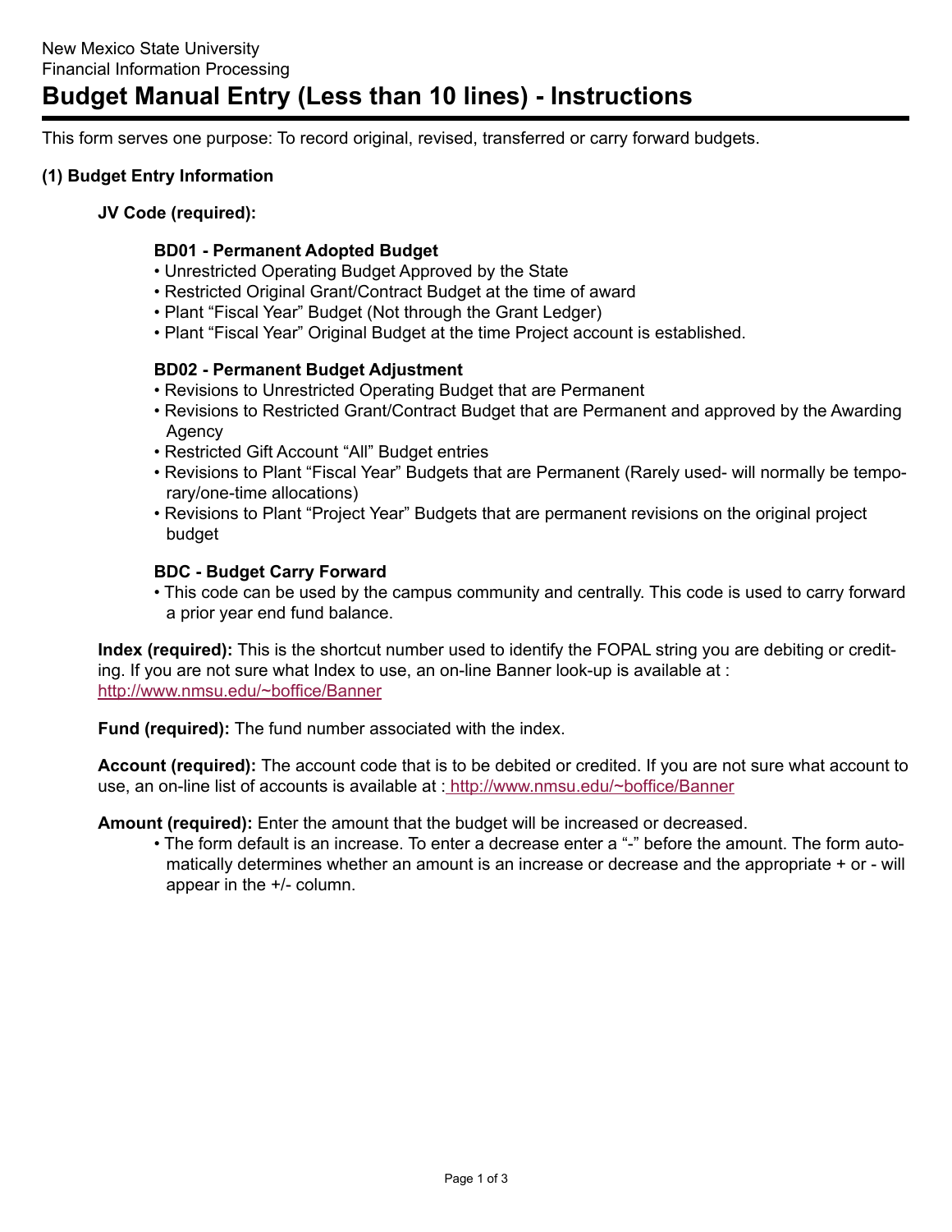New Mexico State University
Financial Information Processing

# Budget Manual Entry (Less than 10 lines) - Instructions

This form serves one purpose: To record original, revised, transferred or carry forward budgets.

## (1) Budget Entry Information

**JV Code (required):**

**BD01 - Permanent Adopted Budget**

- Unrestricted Operating Budget Approved by the State
- Restricted Original Grant/Contract Budget at the time of award
- Plant "Fiscal Year" Budget (Not through the Grant Ledger)
- Plant "Fiscal Year" Original Budget at the time Project account is established.

**BD02 - Permanent Budget Adjustment**

- Revisions to Unrestricted Operating Budget that are Permanent
- Revisions to Restricted Grant/Contract Budget that are Permanent and approved by the Awarding Agency
- Restricted Gift Account "All" Budget entries
- Revisions to Plant "Fiscal Year" Budgets that are Permanent (Rarely used- will normally be temporary/one-time allocations)
- Revisions to Plant "Project Year" Budgets that are permanent revisions on the original project budget

**BDC - Budget Carry Forward**

- This code can be used by the campus community and centrally. This code is used to carry forward a prior year end fund balance.

**Index (required):** This is the shortcut number used to identify the FOPAL string you are debiting or crediting. If you are not sure what Index to use, an on-line Banner look-up is available at : http://www.nmsu.edu/~boffice/Banner

**Fund (required):** The fund number associated with the index.

**Account (required):** The account code that is to be debited or credited. If you are not sure what account to use, an on-line list of accounts is available at : http://www.nmsu.edu/~boffice/Banner

**Amount (required):** Enter the amount that the budget will be increased or decreased.

- The form default is an increase. To enter a decrease enter a "-" before the amount. The form automatically determines whether an amount is an increase or decrease and the appropriate + or - will appear in the +/- column.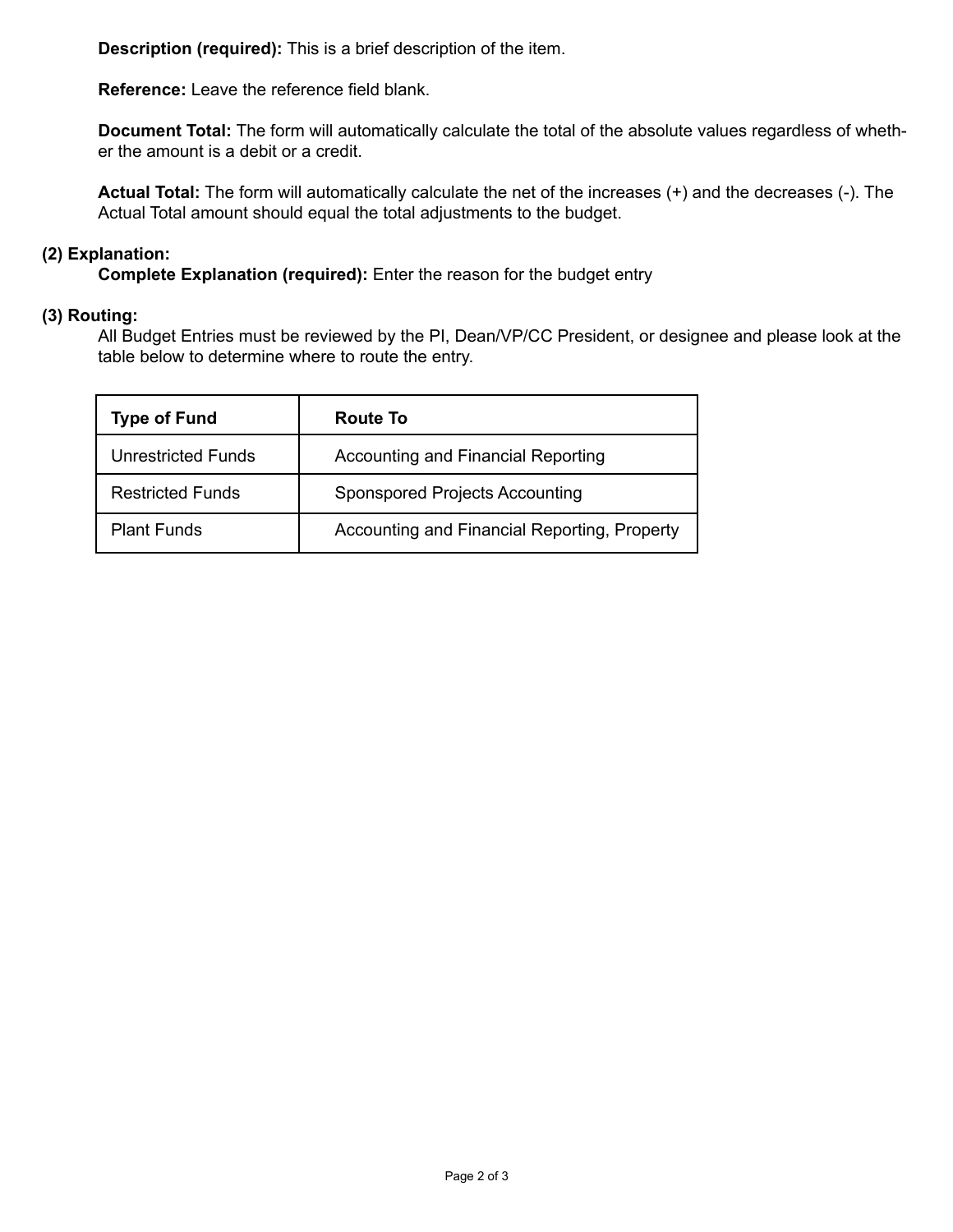**Description (required):** This is a brief description of the item.

**Reference:** Leave the reference field blank.

**Document Total:** The form will automatically calculate the total of the absolute values regardless of whether the amount is a debit or a credit.

**Actual Total:** The form will automatically calculate the net of the increases (+) and the decreases (-). The Actual Total amount should equal the total adjustments to the budget.

**(2) Explanation:**

**Complete Explanation (required):** Enter the reason for the budget entry

**(3) Routing:**

All Budget Entries must be reviewed by the PI, Dean/VP/CC President, or designee and please look at the table below to determine where to route the entry.

| Type of Fund | Route To |
|---|---|
| Unrestricted Funds | Accounting and Financial Reporting |
| Restricted Funds | Sponspored Projects Accounting |
| Plant Funds | Accounting and Financial Reporting, Property |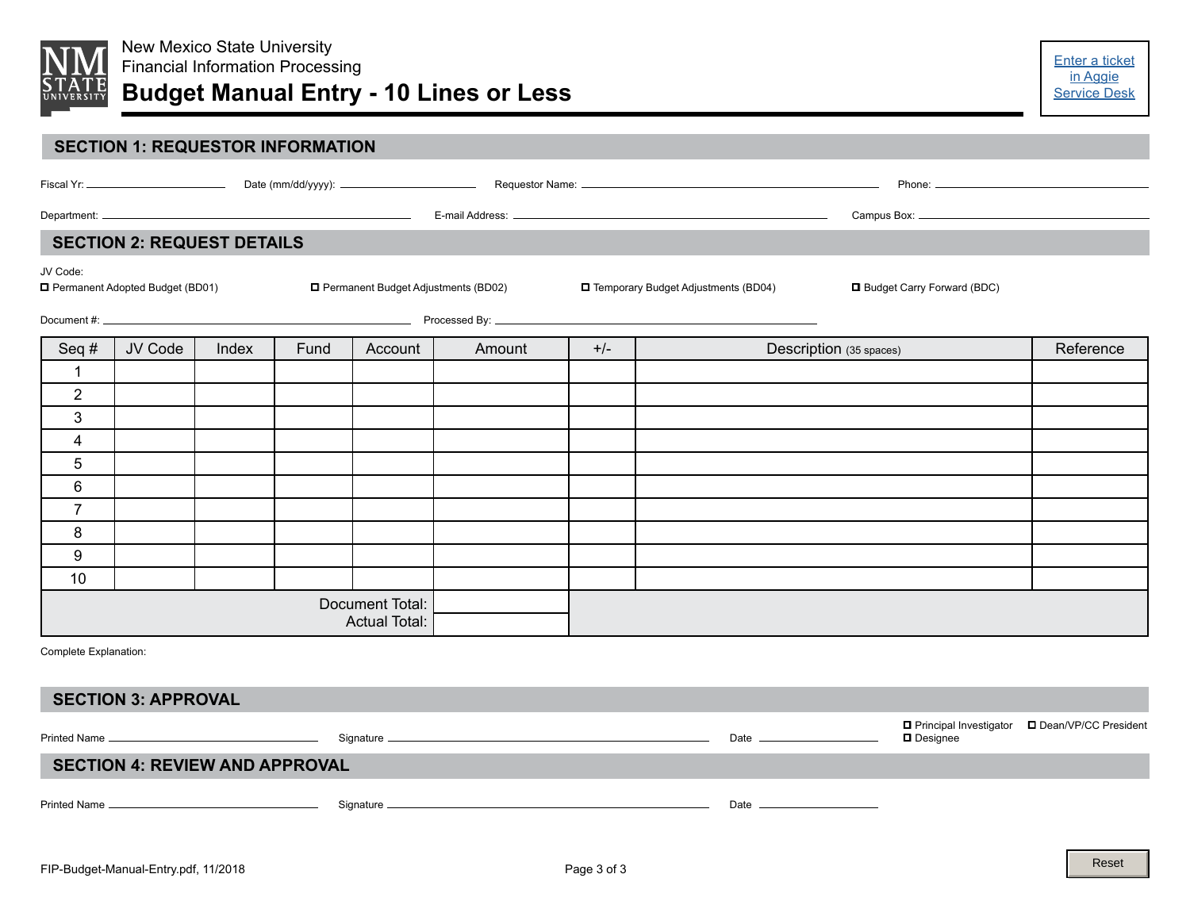New Mexico State University
Financial Information Processing

# Budget Manual Entry - 10 Lines or Less

Enter a ticket in Aggie Service Desk

## SECTION 1: REQUESTOR INFORMATION

Fiscal Yr: ____________ Date (mm/dd/yyyy): ____________ Requestor Name: ____________ Phone: ____________

Department: ____________ E-mail Address: ____________ Campus Box: ____________

## SECTION 2: REQUEST DETAILS

JV Code:

- ☐ Permanent Adopted Budget (BD01)
- ☐ Permanent Budget Adjustments (BD02)
- ☐ Temporary Budget Adjustments (BD04)
- ☐ Budget Carry Forward (BDC)

Document #: ____________ Processed By: ____________

| Seq # | JV Code | Index | Fund | Account | Amount | +/- | Description (35 spaces) | Reference |
|---|---|---|---|---|---|---|---|---|
| 1 | | | | | | | | |
| 2 | | | | | | | | |
| 3 | | | | | | | | |
| 4 | | | | | | | | |
| 5 | | | | | | | | |
| 6 | | | | | | | | |
| 7 | | | | | | | | |
| 8 | | | | | | | | |
| 9 | | | | | | | | |
| 10 | | | | | | | | |
| | | | | Document Total: | | | | |
| | | | | Actual Total: | | | | |

Complete Explanation:

## SECTION 3: APPROVAL

Printed Name ____________ Signature ____________ Date ____________

- ☐ Principal Investigator
- ☐ Dean/VP/CC President
- ☐ Designee

## SECTION 4: REVIEW AND APPROVAL

Printed Name ____________ Signature ____________ Date ____________

FIP-Budget-Manual-Entry.pdf, 11/2018

Reset